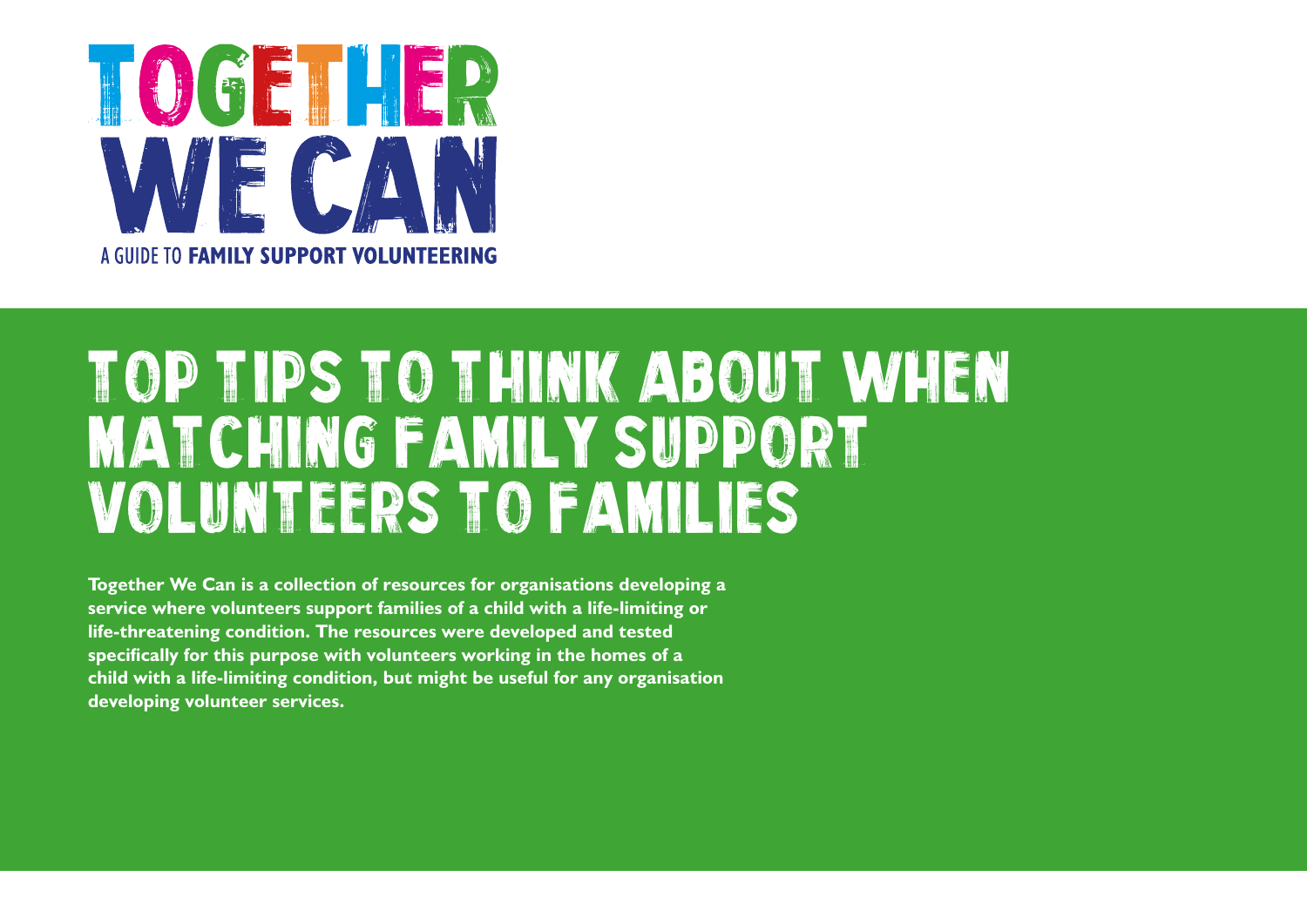# TOGETHER WE CAN

A GUIDE TO **FAMILY SUPPORT VOLUNTEERING**

# TOP TIPS TO THINK ABOUT WHEN MATCHING FAMILY SUPPORT VOLUNTEERS TO FAMILIES

**Together We Can is a collection of resources for organisations developing a service where volunteers support families of a child with a life-limiting or life-threatening condition. The resources were developed and tested specifically for this purpose with volunteers working in the homes of a child with a life-limiting condition, but might be useful for any organisation developing volunteer services.**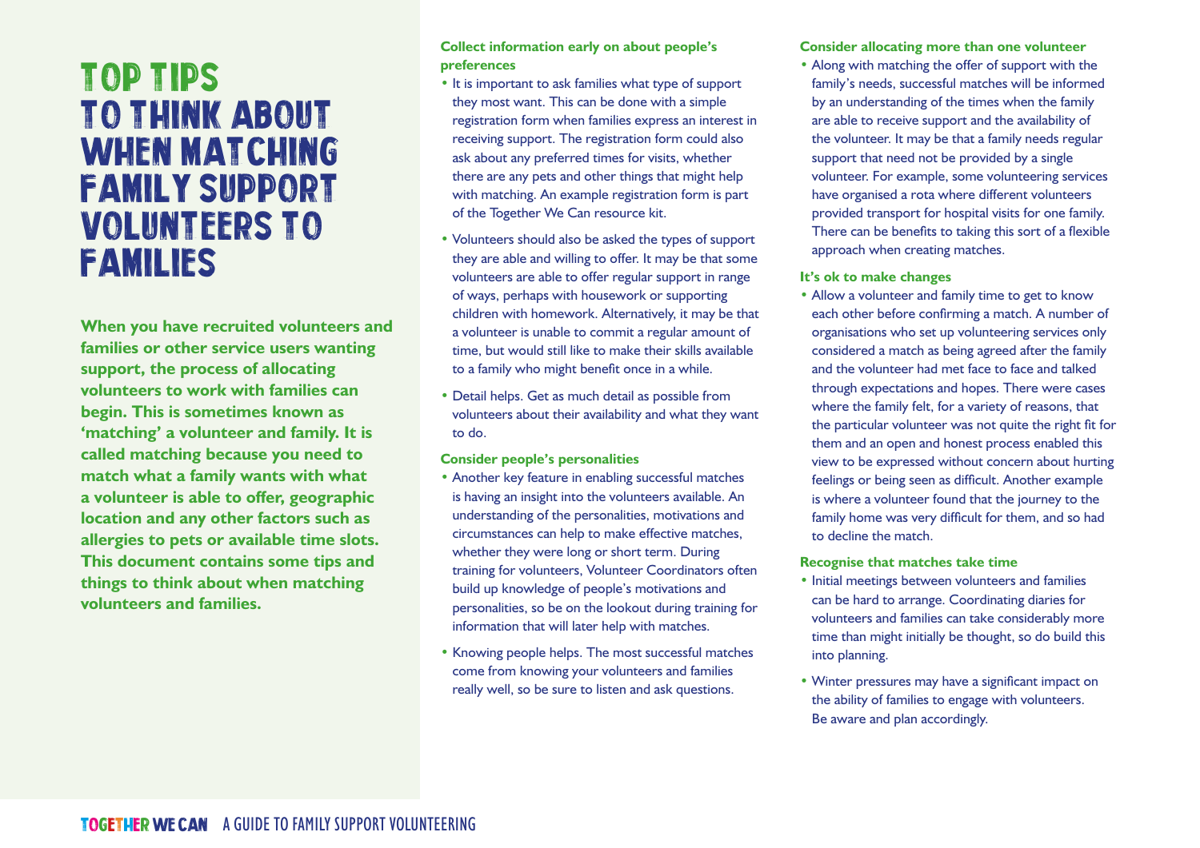# TOP TIPS TO THINK ABOUT WHEN MATCHING FAMILY SUPPORT VOLUNTEERS TO FAMILIES

**When you have recruited volunteers and families or other service users wanting support, the process of allocating volunteers to work with families can begin. This is sometimes known as 'matching' a volunteer and family. It is called matching because you need to match what a family wants with what a volunteer is able to offer, geographic location and any other factors such as allergies to pets or available time slots. This document contains some tips and things to think about when matching volunteers and families.**

### Collect information early on about people's preferences

- It is important to ask families what type of support they most want. This can be done with a simple registration form when families express an interest in receiving support. The registration form could also ask about any preferred times for visits, whether there are any pets and other things that might help with matching. An example registration form is part of the Together We Can resource kit.
- Volunteers should also be asked the types of support they are able and willing to offer. It may be that some volunteers are able to offer regular support in range of ways, perhaps with housework or supporting children with homework. Alternatively, it may be that a volunteer is unable to commit a regular amount of time, but would still like to make their skills available to a family who might benefit once in a while.
- Detail helps. Get as much detail as possible from volunteers about their availability and what they want to do.

### Consider people's personalities

- Another key feature in enabling successful matches is having an insight into the volunteers available. An understanding of the personalities, motivations and circumstances can help to make effective matches, whether they were long or short term. During training for volunteers, Volunteer Coordinators often build up knowledge of people's motivations and personalities, so be on the lookout during training for information that will later help with matches.
- Knowing people helps. The most successful matches come from knowing your volunteers and families really well, so be sure to listen and ask questions.

### Consider allocating more than one volunteer

- Along with matching the offer of support with the family's needs, successful matches will be informed by an understanding of the times when the family are able to receive support and the availability of the volunteer. It may be that a family needs regular support that need not be provided by a single volunteer. For example, some volunteering services have organised a rota where different volunteers provided transport for hospital visits for one family. There can be benefits to taking this sort of a flexible approach when creating matches.

### It's ok to make changes

- Allow a volunteer and family time to get to know each other before confirming a match. A number of organisations who set up volunteering services only considered a match as being agreed after the family and the volunteer had met face to face and talked through expectations and hopes. There were cases where the family felt, for a variety of reasons, that the particular volunteer was not quite the right fit for them and an open and honest process enabled this view to be expressed without concern about hurting feelings or being seen as difficult. Another example is where a volunteer found that the journey to the family home was very difficult for them, and so had to decline the match.

### Recognise that matches take time

- Initial meetings between volunteers and families can be hard to arrange. Coordinating diaries for volunteers and families can take considerably more time than might initially be thought, so do build this into planning.
- Winter pressures may have a significant impact on the ability of families to engage with volunteers. Be aware and plan accordingly.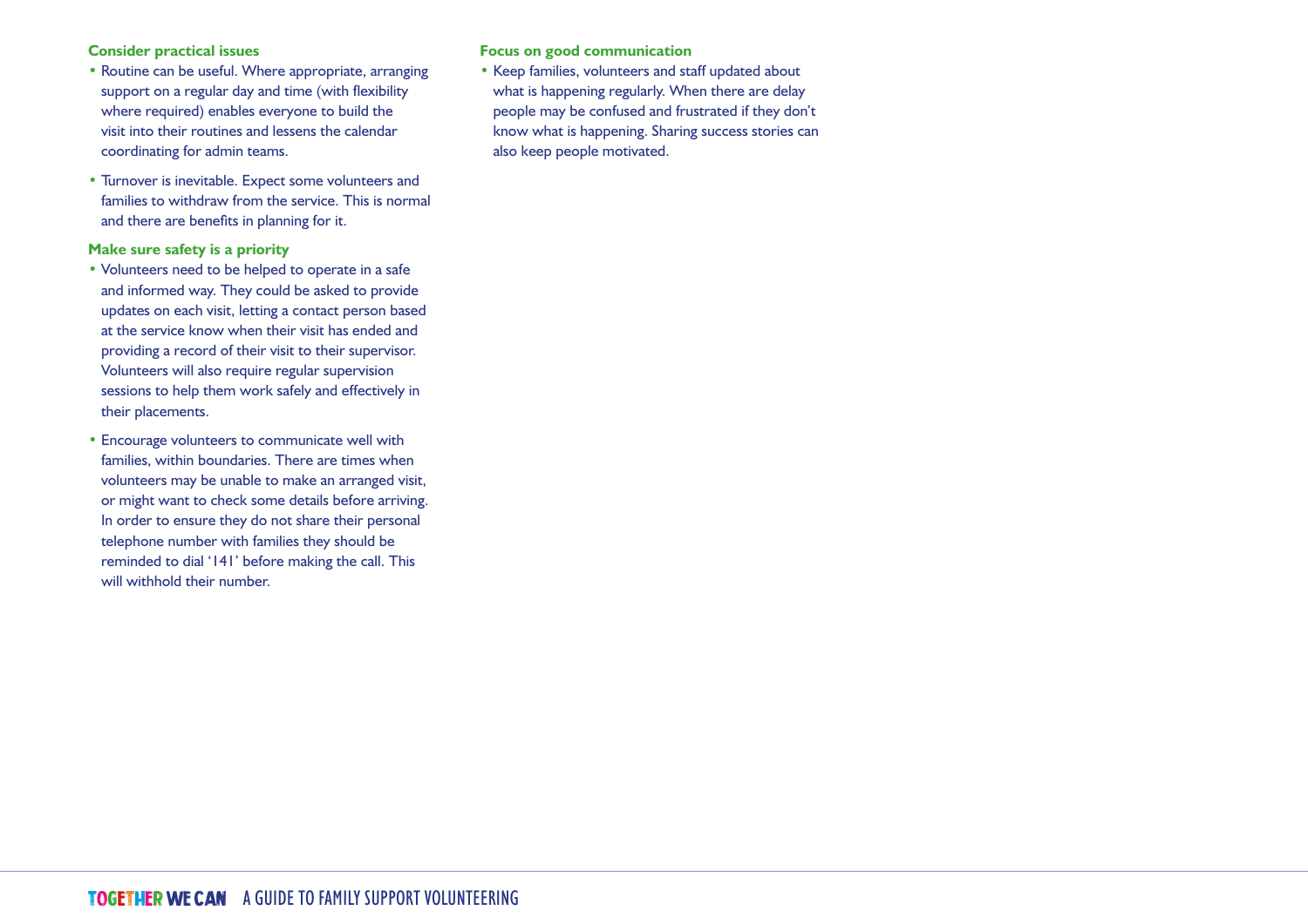### Consider practical issues

- Routine can be useful. Where appropriate, arranging support on a regular day and time (with flexibility where required) enables everyone to build the visit into their routines and lessens the calendar coordinating for admin teams.
- Turnover is inevitable. Expect some volunteers and families to withdraw from the service. This is normal and there are benefits in planning for it.

### Make sure safety is a priority

- Volunteers need to be helped to operate in a safe and informed way. They could be asked to provide updates on each visit, letting a contact person based at the service know when their visit has ended and providing a record of their visit to their supervisor. Volunteers will also require regular supervision sessions to help them work safely and effectively in their placements.
- Encourage volunteers to communicate well with families, within boundaries. There are times when volunteers may be unable to make an arranged visit, or might want to check some details before arriving. In order to ensure they do not share their personal telephone number with families they should be reminded to dial '141' before making the call. This will withhold their number.

### Focus on good communication

- Keep families, volunteers and staff updated about what is happening regularly. When there are delay people may be confused and frustrated if they don't know what is happening. Sharing success stories can also keep people motivated.